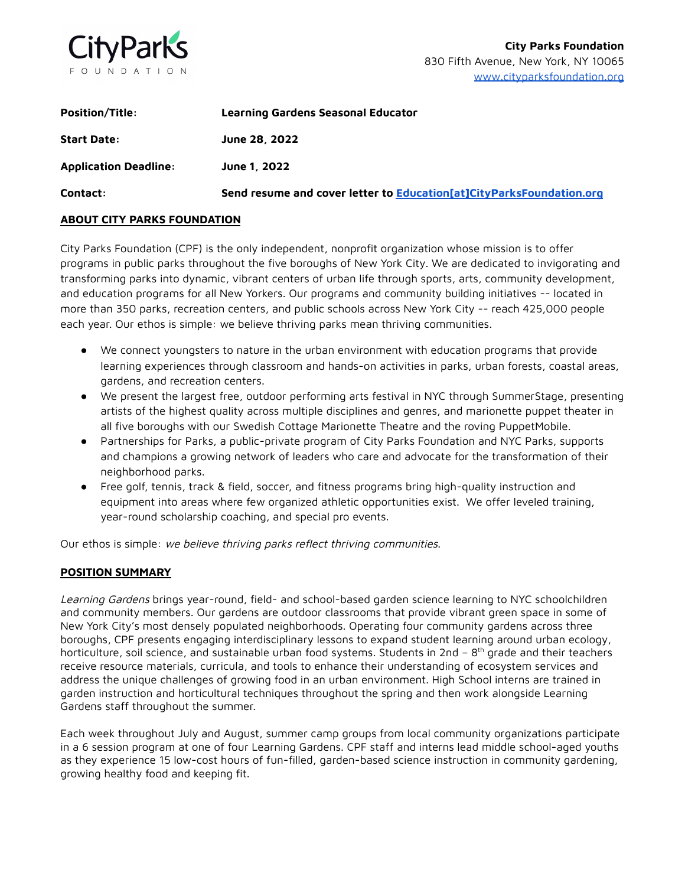**City Parks Foundation**
830 Fifth Avenue, New York, NY 10065
www.cityparksfoundation.org

| | |
|---|---|
| **Position/Title:** | **Learning Gardens Seasonal Educator** |
| **Start Date:** | **June 28, 2022** |
| **Application Deadline:** | **June 1, 2022** |
| **Contact:** | **Send resume and cover letter to Education[at]CityParksFoundation.org** |

## ABOUT CITY PARKS FOUNDATION

City Parks Foundation (CPF) is the only independent, nonprofit organization whose mission is to offer programs in public parks throughout the five boroughs of New York City. We are dedicated to invigorating and transforming parks into dynamic, vibrant centers of urban life through sports, arts, community development, and education programs for all New Yorkers. Our programs and community building initiatives -- located in more than 350 parks, recreation centers, and public schools across New York City -- reach 425,000 people each year. Our ethos is simple: we believe thriving parks mean thriving communities.

- We connect youngsters to nature in the urban environment with education programs that provide learning experiences through classroom and hands-on activities in parks, urban forests, coastal areas, gardens, and recreation centers.
- We present the largest free, outdoor performing arts festival in NYC through SummerStage, presenting artists of the highest quality across multiple disciplines and genres, and marionette puppet theater in all five boroughs with our Swedish Cottage Marionette Theatre and the roving PuppetMobile.
- Partnerships for Parks, a public-private program of City Parks Foundation and NYC Parks, supports and champions a growing network of leaders who care and advocate for the transformation of their neighborhood parks.
- Free golf, tennis, track & field, soccer, and fitness programs bring high-quality instruction and equipment into areas where few organized athletic opportunities exist. We offer leveled training, year-round scholarship coaching, and special pro events.

Our ethos is simple: *we believe thriving parks reflect thriving communities*.

## POSITION SUMMARY

*Learning Gardens* brings year-round, field- and school-based garden science learning to NYC schoolchildren and community members. Our gardens are outdoor classrooms that provide vibrant green space in some of New York City's most densely populated neighborhoods. Operating four community gardens across three boroughs, CPF presents engaging interdisciplinary lessons to expand student learning around urban ecology, horticulture, soil science, and sustainable urban food systems. Students in 2nd – 8th grade and their teachers receive resource materials, curricula, and tools to enhance their understanding of ecosystem services and address the unique challenges of growing food in an urban environment. High School interns are trained in garden instruction and horticultural techniques throughout the spring and then work alongside Learning Gardens staff throughout the summer.

Each week throughout July and August, summer camp groups from local community organizations participate in a 6 session program at one of four Learning Gardens. CPF staff and interns lead middle school-aged youths as they experience 15 low-cost hours of fun-filled, garden-based science instruction in community gardening, growing healthy food and keeping fit.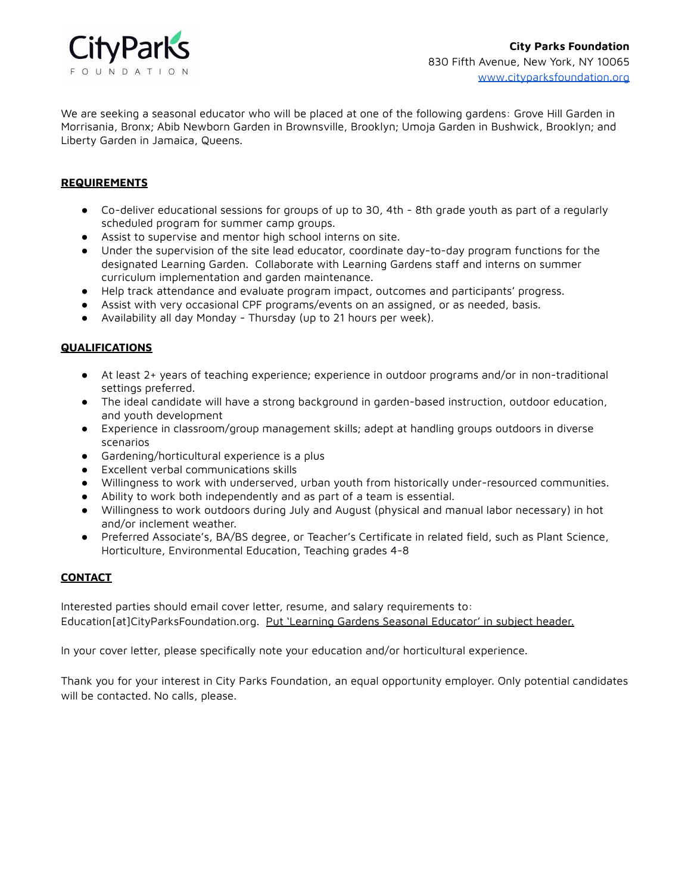**City Parks Foundation**
830 Fifth Avenue, New York, NY 10065
www.cityparksfoundation.org

We are seeking a seasonal educator who will be placed at one of the following gardens: Grove Hill Garden in Morrisania, Bronx; Abib Newborn Garden in Brownsville, Brooklyn; Umoja Garden in Bushwick, Brooklyn; and Liberty Garden in Jamaica, Queens.

## REQUIREMENTS

- Co-deliver educational sessions for groups of up to 30, 4th - 8th grade youth as part of a regularly scheduled program for summer camp groups.
- Assist to supervise and mentor high school interns on site.
- Under the supervision of the site lead educator, coordinate day-to-day program functions for the designated Learning Garden. Collaborate with Learning Gardens staff and interns on summer curriculum implementation and garden maintenance.
- Help track attendance and evaluate program impact, outcomes and participants' progress.
- Assist with very occasional CPF programs/events on an assigned, or as needed, basis.
- Availability all day Monday - Thursday (up to 21 hours per week).

## QUALIFICATIONS

- At least 2+ years of teaching experience; experience in outdoor programs and/or in non-traditional settings preferred.
- The ideal candidate will have a strong background in garden-based instruction, outdoor education, and youth development
- Experience in classroom/group management skills; adept at handling groups outdoors in diverse scenarios
- Gardening/horticultural experience is a plus
- Excellent verbal communications skills
- Willingness to work with underserved, urban youth from historically under-resourced communities.
- Ability to work both independently and as part of a team is essential.
- Willingness to work outdoors during July and August (physical and manual labor necessary) in hot and/or inclement weather.
- Preferred Associate's, BA/BS degree, or Teacher's Certificate in related field, such as Plant Science, Horticulture, Environmental Education, Teaching grades 4-8

## CONTACT

Interested parties should email cover letter, resume, and salary requirements to: Education[at]CityParksFoundation.org. Put 'Learning Gardens Seasonal Educator' in subject header.

In your cover letter, please specifically note your education and/or horticultural experience.

Thank you for your interest in City Parks Foundation, an equal opportunity employer. Only potential candidates will be contacted. No calls, please.